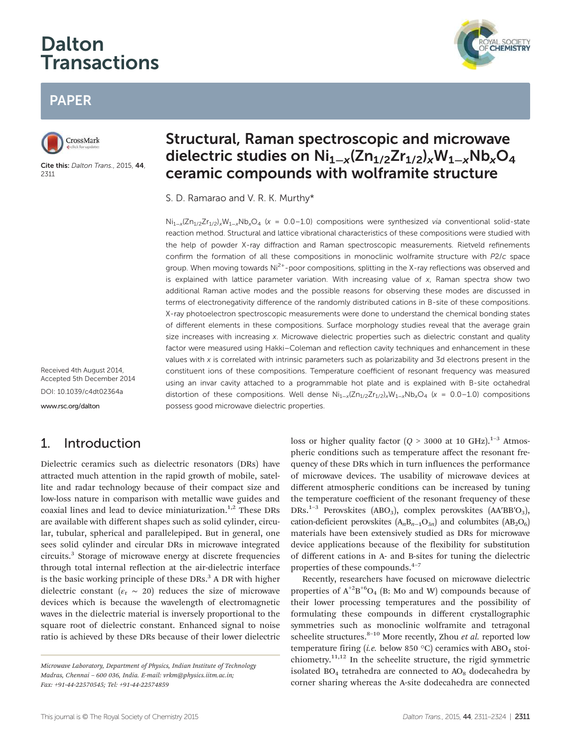# Dalton Transactions

## PAPER

Cite this: *Dalton Trans.*, 2015, **44**, 2311

# Structural, Raman spectroscopic and microwave dielectric studies on $Ni_{1-x}(Zn_{1/2}Zr_{1/2})_xW_{1-x}Nb_xO_4$ ceramic compounds with wolframite structure

S. D. Ramarao and V. R. K. Murthy*

$Ni_{1-x}(Zn_{1/2}Zr_{1/2})_xW_{1-x}Nb_xO_4$ ($x$ = 0.0–1.0) compositions were synthesized *via* conventional solid-state reaction method. Structural and lattice vibrational characteristics of these compositions were studied with the help of powder X-ray diffraction and Raman spectroscopic measurements. Rietveld refinements confirm the formation of all these compositions in monoclinic wolframite structure with $P2/c$ space group. When moving towards $Ni^{2+}$-poor compositions, splitting in the X-ray reflections was observed and is explained with lattice parameter variation. With increasing value of $x$, Raman spectra show two additional Raman active modes and the possible reasons for observing these modes are discussed in terms of electronegativity difference of the randomly distributed cations in B-site of these compositions. X-ray photoelectron spectroscopic measurements were done to understand the chemical bonding states of different elements in these compositions. Surface morphology studies reveal that the average grain size increases with increasing $x$. Microwave dielectric properties such as dielectric constant and quality factor were measured using Hakki–Coleman and reflection cavity techniques and enhancement in these values with $x$ is correlated with intrinsic parameters such as polarizability and 3d electrons present in the constituent ions of these compositions. Temperature coefficient of resonant frequency was measured using an invar cavity attached to a programmable hot plate and is explained with B-site octahedral distortion of these compositions. Well dense $Ni_{1-x}(Zn_{1/2}Zr_{1/2})_xW_{1-x}Nb_xO_4$ ($x$ = 0.0–1.0) compositions possess good microwave dielectric properties.

Received 4th August 2014, Accepted 5th December 2014

DOI: 10.1039/c4dt02364a

www.rsc.org/dalton

## 1. Introduction

Dielectric ceramics such as dielectric resonators (DRs) have attracted much attention in the rapid growth of mobile, satellite and radar technology because of their compact size and low-loss nature in comparison with metallic wave guides and coaxial lines and lead to device miniaturization.[1,2] These DRs are available with different shapes such as solid cylinder, circular, tubular, spherical and parallelepiped. But in general, one sees solid cylinder and circular DRs in microwave integrated circuits.[3] Storage of microwave energy at discrete frequencies through total internal reflection at the air-dielectric interface is the basic working principle of these DRs.[3] A DR with higher dielectric constant ($\varepsilon_r \sim 20$) reduces the size of microwave devices which is because the wavelength of electromagnetic waves in the dielectric material is inversely proportional to the square root of dielectric constant. Enhanced signal to noise ratio is achieved by these DRs because of their lower dielectric loss or higher quality factor ($Q$ > 3000 at 10 GHz).[1–3] Atmospheric conditions such as temperature affect the resonant frequency of these DRs which in turn influences the performance of microwave devices. The usability of microwave devices at different atmospheric conditions can be increased by tuning the temperature coefficient of the resonant frequency of these DRs.[1–3] Perovskites ($ABO_3$), complex perovskites ($AA'BB'O_3$), cation-deficient perovskites ($A_nB_{n-1}O_{3n}$) and columbites ($AB_2O_6$) materials have been extensively studied as DRs for microwave device applications because of the flexibility for substitution of different cations in A- and B-sites for tuning the dielectric properties of these compounds.[4–7]

Recently, researchers have focused on microwave dielectric properties of $A^{+2}B^{+6}O_4$ (B: Mo and W) compounds because of their lower processing temperatures and the possibility of formulating these compounds in different crystallographic symmetries such as monoclinic wolframite and tetragonal scheelite structures.[8–10] More recently, Zhou *et al.* reported low temperature firing (*i.e.* below 850 °C) ceramics with $ABO_4$ stoichiometry.[11,12] In the scheelite structure, the rigid symmetric isolated $BO_4$ tetrahedra are connected to $AO_8$ dodecahedra by corner sharing whereas the A-site dodecahedra are connected

*Microwave Laboratory, Department of Physics, Indian Institute of Technology Madras, Chennai – 600 036, India. E-mail: vrkm@physics.iitm.ac.in; Fax: +91-44-22570545; Tel: +91-44-22574859*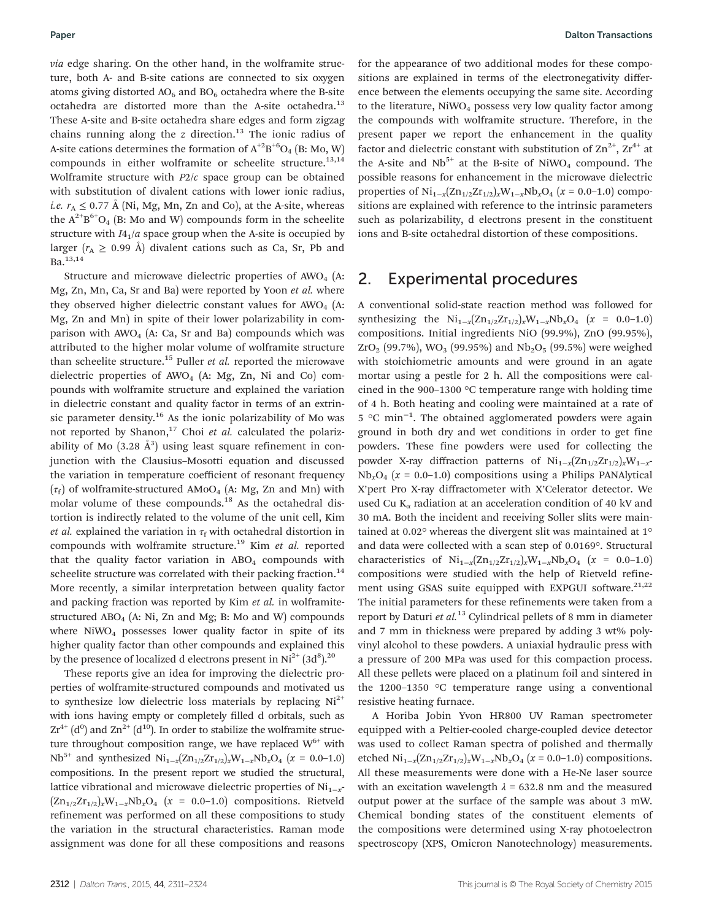*via* edge sharing. On the other hand, in the wolframite structure, both A- and B-site cations are connected to six oxygen atoms giving distorted $AO_6$ and $BO_6$ octahedra where the B-site octahedra are distorted more than the A-site octahedra.[13] These A-site and B-site octahedra share edges and form zigzag chains running along the *z* direction.[13] The ionic radius of A-site cations determines the formation of $A^{+2}B^{+6}O_4$ (B: Mo, W) compounds in either wolframite or scheelite structure.[13,14] Wolframite structure with *P*2/*c* space group can be obtained with substitution of divalent cations with lower ionic radius, *i.e.* $r_A \leq 0.77$ Å (Ni, Mg, Mn, Zn and Co), at the A-site, whereas the $A^{2+}B^{6+}O_4$ (B: Mo and W) compounds form in the scheelite structure with *I*4$_1$/*a* space group when the A-site is occupied by larger ($r_A \geq 0.99$ Å) divalent cations such as Ca, Sr, Pb and Ba.[13,14]

Structure and microwave dielectric properties of $AWO_4$ (A: Mg, Zn, Mn, Ca, Sr and Ba) were reported by Yoon *et al.* where they observed higher dielectric constant values for $AWO_4$ (A: Mg, Zn and Mn) in spite of their lower polarizability in comparison with $AWO_4$ (A: Ca, Sr and Ba) compounds which was attributed to the higher molar volume of wolframite structure than scheelite structure.[15] Puller *et al.* reported the microwave dielectric properties of $AWO_4$ (A: Mg, Zn, Ni and Co) compounds with wolframite structure and explained the variation in dielectric constant and quality factor in terms of an extrinsic parameter density.[16] As the ionic polarizability of Mo was not reported by Shanon,[17] Choi *et al.* calculated the polarizability of Mo (3.28 Å$^3$) using least square refinement in conjunction with the Clausius–Mosotti equation and discussed the variation in temperature coefficient of resonant frequency ($\tau_f$) of wolframite-structured $AMoO_4$ (A: Mg, Zn and Mn) with molar volume of these compounds.[18] As the octahedral distortion is indirectly related to the volume of the unit cell, Kim *et al.* explained the variation in $\tau_f$ with octahedral distortion in compounds with wolframite structure.[19] Kim *et al.* reported that the quality factor variation in $ABO_4$ compounds with scheelite structure was correlated with their packing fraction.[14] More recently, a similar interpretation between quality factor and packing fraction was reported by Kim *et al.* in wolframite-structured $ABO_4$ (A: Ni, Zn and Mg; B: Mo and W) compounds where $NiWO_4$ possesses lower quality factor in spite of its higher quality factor than other compounds and explained this by the presence of localized d electrons present in $Ni^{2+}$ (3d$^8$).[20]

These reports give an idea for improving the dielectric properties of wolframite-structured compounds and motivated us to synthesize low dielectric loss materials by replacing $Ni^{2+}$ with ions having empty or completely filled d orbitals, such as $Zr^{4+}$ (d$^0$) and $Zn^{2+}$ (d$^{10}$). In order to stabilize the wolframite structure throughout composition range, we have replaced $W^{6+}$ with $Nb^{5+}$ and synthesized $Ni_{1-x}(Zn_{1/2}Zr_{1/2})_xW_{1-x}Nb_xO_4$ ($x$ = 0.0–1.0) compositions. In the present report we studied the structural, lattice vibrational and microwave dielectric properties of $Ni_{1-x}(Zn_{1/2}Zr_{1/2})_xW_{1-x}Nb_xO_4$ ($x$ = 0.0–1.0) compositions. Rietveld refinement was performed on all these compositions to study the variation in the structural characteristics. Raman mode assignment was done for all these compositions and reasons for the appearance of two additional modes for these compositions are explained in terms of the electronegativity difference between the elements occupying the same site. According to the literature, $NiWO_4$ possess very low quality factor among the compounds with wolframite structure. Therefore, in the present paper we report the enhancement in the quality factor and dielectric constant with substitution of $Zn^{2+}$, $Zr^{4+}$ at the A-site and $Nb^{5+}$ at the B-site of $NiWO_4$ compound. The possible reasons for enhancement in the microwave dielectric properties of $Ni_{1-x}(Zn_{1/2}Zr_{1/2})_xW_{1-x}Nb_xO_4$ ($x$ = 0.0–1.0) compositions are explained with reference to the intrinsic parameters such as polarizability, d electrons present in the constituent ions and B-site octahedral distortion of these compositions.

## 2. Experimental procedures

A conventional solid-state reaction method was followed for synthesizing the $Ni_{1-x}(Zn_{1/2}Zr_{1/2})_xW_{1-x}Nb_xO_4$ ($x$ = 0.0–1.0) compositions. Initial ingredients NiO (99.9%), ZnO (99.95%), $ZrO_2$ (99.7%), $WO_3$ (99.95%) and $Nb_2O_5$ (99.5%) were weighed with stoichiometric amounts and were ground in an agate mortar using a pestle for 2 h. All the compositions were calcined in the 900–1300 °C temperature range with holding time of 4 h. Both heating and cooling were maintained at a rate of 5 °C min$^{-1}$. The obtained agglomerated powders were again ground in both dry and wet conditions in order to get fine powders. These fine powders were used for collecting the powder X-ray diffraction patterns of $Ni_{1-x}(Zn_{1/2}Zr_{1/2})_xW_{1-x}Nb_xO_4$ ($x$ = 0.0–1.0) compositions using a Philips PANAlytical X'pert Pro X-ray diffractometer with X'Celerator detector. We used Cu K$_\alpha$ radiation at an acceleration condition of 40 kV and 30 mA. Both the incident and receiving Soller slits were maintained at 0.02° whereas the divergent slit was maintained at 1° and data were collected with a scan step of 0.0169°. Structural characteristics of $Ni_{1-x}(Zn_{1/2}Zr_{1/2})_xW_{1-x}Nb_xO_4$ ($x$ = 0.0–1.0) compositions were studied with the help of Rietveld refinement using GSAS suite equipped with EXPGUI software.[21,22] The initial parameters for these refinements were taken from a report by Daturi *et al.*[13] Cylindrical pellets of 8 mm in diameter and 7 mm in thickness were prepared by adding 3 wt% polyvinyl alcohol to these powders. A uniaxial hydraulic press with a pressure of 200 MPa was used for this compaction process. All these pellets were placed on a platinum foil and sintered in the 1200–1350 °C temperature range using a conventional resistive heating furnace.

A Horiba Jobin Yvon HR800 UV Raman spectrometer equipped with a Peltier-cooled charge-coupled device detector was used to collect Raman spectra of polished and thermally etched $Ni_{1-x}(Zn_{1/2}Zr_{1/2})_xW_{1-x}Nb_xO_4$ ($x$ = 0.0–1.0) compositions. All these measurements were done with a He-Ne laser source with an excitation wavelength $\lambda$ = 632.8 nm and the measured output power at the surface of the sample was about 3 mW. Chemical bonding states of the constituent elements of the compositions were determined using X-ray photoelectron spectroscopy (XPS, Omicron Nanotechnology) measurements.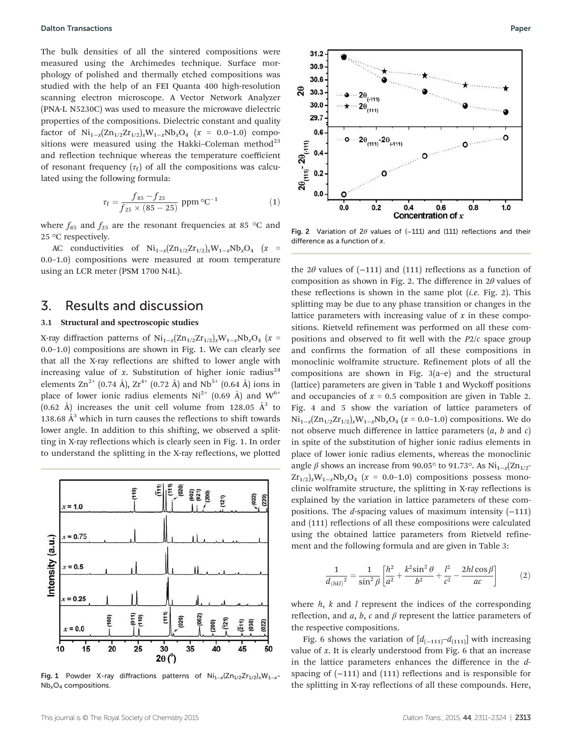The bulk densities of all the sintered compositions were measured using the Archimedes technique. Surface morphology of polished and thermally etched compositions was studied with the help of an FEI Quanta 400 high-resolution scanning electron microscope. A Vector Network Analyzer (PNA-L N5230C) was used to measure the microwave dielectric properties of the compositions. Dielectric constant and quality factor of $Ni_{1-x}(Zn_{1/2}Zr_{1/2})_xW_{1-x}Nb_xO_4$ ($x$ = 0.0–1.0) compositions were measured using the Hakki–Coleman method[23] and reflection technique whereas the temperature coefficient of resonant frequency ($\tau_f$) of all the compositions was calculated using the following formula:

$$\tau_f = \frac{f_{85} - f_{25}}{f_{25} \times (85 - 25)} \text{ ppm °C}^{-1} \tag{1}$$

where $f_{85}$ and $f_{25}$ are the resonant frequencies at 85 °C and 25 °C respectively.

AC conductivities of $Ni_{1-x}(Zn_{1/2}Zr_{1/2})_xW_{1-x}Nb_xO_4$ ($x$ = 0.0–1.0) compositions were measured at room temperature using an LCR meter (PSM 1700 N4L).

## 3. Results and discussion

### 3.1 Structural and spectroscopic studies

X-ray diffraction patterns of $Ni_{1-x}(Zn_{1/2}Zr_{1/2})_xW_{1-x}Nb_xO_4$ ($x$ = 0.0–1.0) compositions are shown in Fig. 1. We can clearly see that all the X-ray reflections are shifted to lower angle with increasing value of $x$. Substitution of higher ionic radius[24] elements $Zn^{2+}$ (0.74 Å), $Zr^{4+}$ (0.72 Å) and $Nb^{5+}$ (0.64 Å) ions in place of lower ionic radius elements $Ni^{2+}$ (0.69 Å) and $W^{6+}$ (0.62 Å) increases the unit cell volume from 128.05 $Å^3$ to 138.68 $Å^3$ which in turn causes the reflections to shift towards lower angle. In addition to this shifting, we observed a splitting in X-ray reflections which is clearly seen in Fig. 1. In order to understand the splitting in the X-ray reflections, we plotted the 2$\theta$ values of (−111) and (111) reflections as a function of composition as shown in Fig. 2. The difference in 2$\theta$ values of these reflections is shown in the same plot (*i.e.* Fig. 2). This splitting may be due to any phase transition or changes in the lattice parameters with increasing value of $x$ in these compositions. Rietveld refinement was performed on all these compositions and observed to fit well with the $P2/c$ space group and confirms the formation of all these compositions in monoclinic wolframite structure. Refinement plots of all the compositions are shown in Fig. 3(a–e) and the structural (lattice) parameters are given in Table 1 and Wyckoff positions and occupancies of $x$ = 0.5 composition are given in Table 2. Fig. 4 and 5 show the variation of lattice parameters of $Ni_{1-x}(Zn_{1/2}Zr_{1/2})_xW_{1-x}Nb_xO_4$ ($x$ = 0.0–1.0) compositions. We do not observe much difference in lattice parameters ($a$, $b$ and $c$) in spite of the substitution of higher ionic radius elements in place of lower ionic radius elements, whereas the monoclinic angle $\beta$ shows an increase from 90.05° to 91.73°. As $Ni_{1-x}(Zn_{1/2}Zr_{1/2})_xW_{1-x}Nb_xO_4$ ($x$ = 0.0–1.0) compositions possess monoclinic wolframite structure, the splitting in X-ray reflections is explained by the variation in lattice parameters of these compositions. The $d$-spacing values of maximum intensity (−111) and (111) reflections of all these compositions were calculated using the obtained lattice parameters from Rietveld refinement and the following formula and are given in Table 3:

$$\frac{1}{d_{(hkl)}{}^2} = \frac{1}{\sin^2\beta}\left[\frac{h^2}{a^2} + \frac{k^2\sin^2\theta}{b^2} + \frac{l^2}{c^2} - \frac{2hl\cos\beta}{ac}\right] \tag{2}$$

where $h$, $k$ and $l$ represent the indices of the corresponding reflection, and $a$, $b$, $c$ and $\beta$ represent the lattice parameters of the respective compositions.

Fig. 6 shows the variation of $[d_{(-111)} - d_{(111)}]$ with increasing value of $x$. It is clearly understood from Fig. 6 that an increase in the lattice parameters enhances the difference in the $d$-spacing of (−111) and (111) reflections and is responsible for the splitting in X-ray reflections of all these compounds. Here,

Fig. 1 Powder X-ray diffractions patterns of $Ni_{1-x}(Zn_{1/2}Zr_{1/2})_xW_{1-x}Nb_xO_4$ compositions.

Fig. 2 Variation of 2$\theta$ values of (−111) and (111) reflections and their difference as a function of $x$.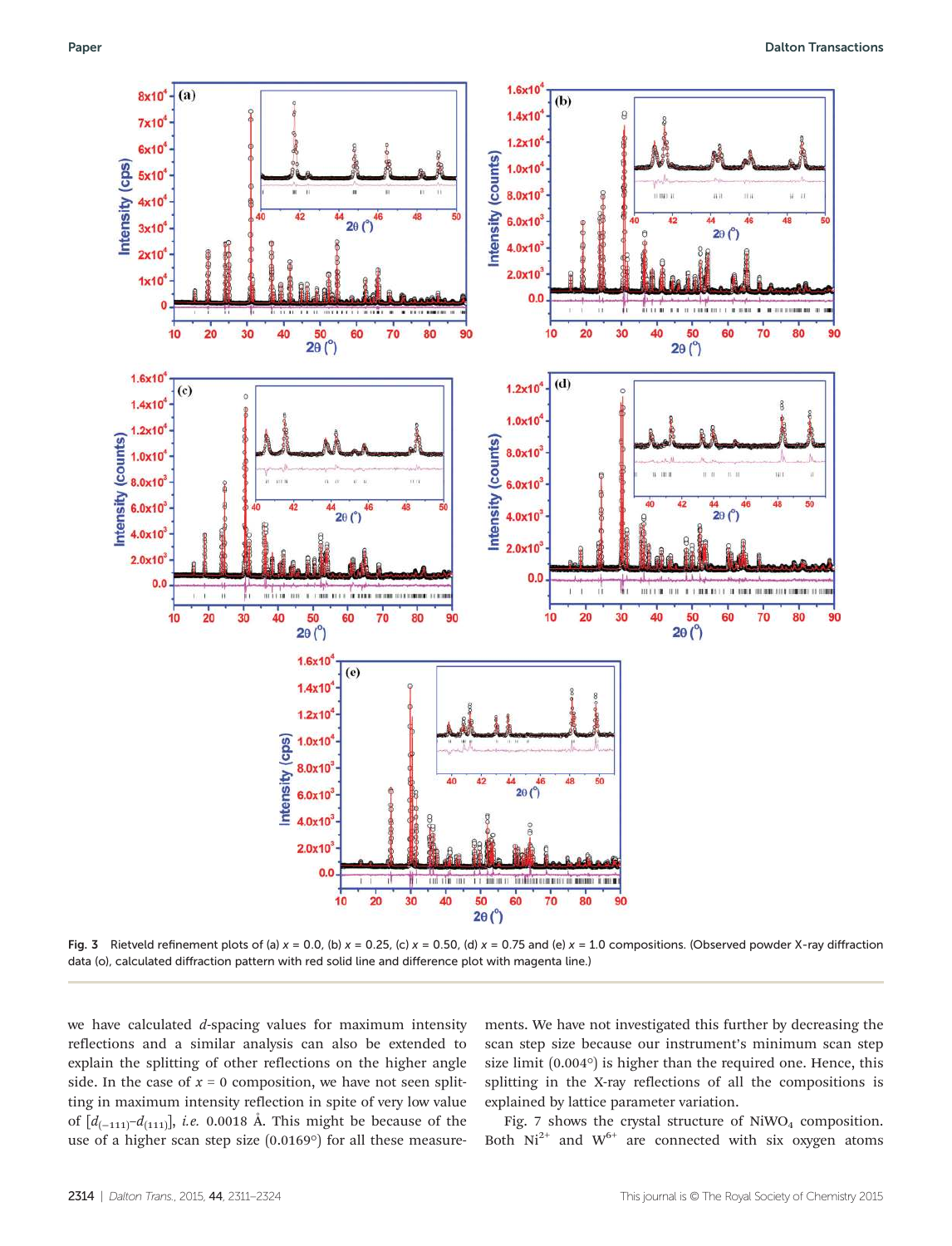Fig. 3 Rietveld refinement plots of (a) $x = 0.0$, (b) $x = 0.25$, (c) $x = 0.50$, (d) $x = 0.75$ and (e) $x = 1.0$ compositions. (Observed powder X-ray diffraction data (o), calculated diffraction pattern with red solid line and difference plot with magenta line.)

we have calculated *d*-spacing values for maximum intensity reflections and a similar analysis can also be extended to explain the splitting of other reflections on the higher angle side. In the case of $x = 0$ composition, we have not seen splitting in maximum intensity reflection in spite of very low value of $[d_{(-111)}-d_{(111)}]$, *i.e.* 0.0018 Å. This might be because of the use of a higher scan step size (0.0169°) for all these measurements. We have not investigated this further by decreasing the scan step size because our instrument's minimum scan step size limit (0.004°) is higher than the required one. Hence, this splitting in the X-ray reflections of all the compositions is explained by lattice parameter variation.

Fig. 7 shows the crystal structure of $NiWO_4$ composition. Both $Ni^{2+}$ and $W^{6+}$ are connected with six oxygen atoms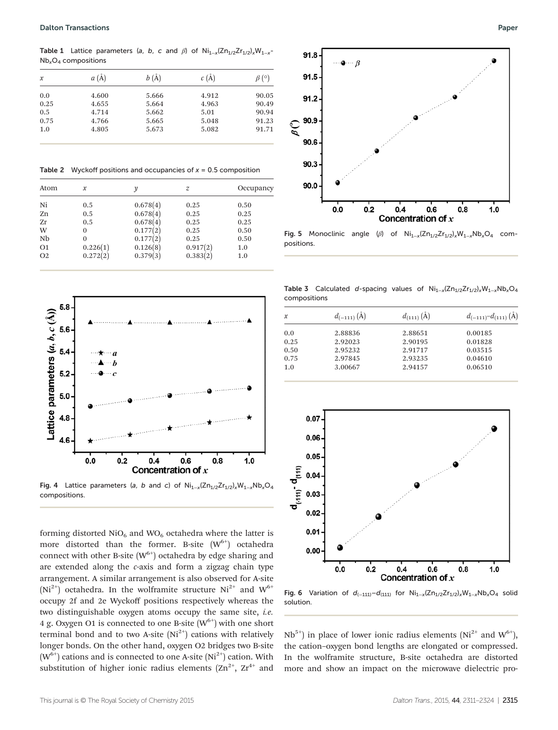**Table 1** Lattice parameters (*a*, *b*, *c* and *β*) of $Ni_{1-x}(Zn_{1/2}Zr_{1/2})_xW_{1-x}Nb_xO_4$ compositions

| *x* | *a* (Å) | *b* (Å) | *c* (Å) | *β* (°) |
|---|---|---|---|---|
| 0.0 | 4.600 | 5.666 | 4.912 | 90.05 |
| 0.25 | 4.655 | 5.664 | 4.963 | 90.49 |
| 0.5 | 4.714 | 5.662 | 5.01 | 90.94 |
| 0.75 | 4.766 | 5.665 | 5.048 | 91.23 |
| 1.0 | 4.805 | 5.673 | 5.082 | 91.71 |

**Table 2** Wyckoff positions and occupancies of *x* = 0.5 composition

| Atom | *x* | *y* | *z* | Occupancy |
|---|---|---|---|---|
| Ni | 0.5 | 0.678(4) | 0.25 | 0.50 |
| Zn | 0.5 | 0.678(4) | 0.25 | 0.25 |
| Zr | 0.5 | 0.678(4) | 0.25 | 0.25 |
| W | 0 | 0.177(2) | 0.25 | 0.50 |
| Nb | 0 | 0.177(2) | 0.25 | 0.50 |
| O1 | 0.226(1) | 0.126(8) | 0.917(2) | 1.0 |
| O2 | 0.272(2) | 0.379(3) | 0.383(2) | 1.0 |

Fig. 4 Lattice parameters (*a*, *b* and *c*) of $Ni_{1-x}(Zn_{1/2}Zr_{1/2})_xW_{1-x}Nb_xO_4$ compositions.

forming distorted $NiO_6$ and $WO_6$ octahedra where the latter is more distorted than the former. B-site ($W^{6+}$) octahedra connect with other B-site ($W^{6+}$) octahedra by edge sharing and are extended along the *c*-axis and form a zigzag chain type arrangement. A similar arrangement is also observed for A-site ($Ni^{2+}$) octahedra. In the wolframite structure $Ni^{2+}$ and $W^{6+}$ occupy 2f and 2e Wyckoff positions respectively whereas the two distinguishable oxygen atoms occupy the same site, *i.e.* 4 g. Oxygen O1 is connected to one B-site ($W^{6+}$) with one short terminal bond and to two A-site ($Ni^{2+}$) cations with relatively longer bonds. On the other hand, oxygen O2 bridges two B-site ($W^{6+}$) cations and is connected to one A-site ($Ni^{2+}$) cation. With substitution of higher ionic radius elements ($Zn^{2+}$, $Zr^{4+}$ and $Nb^{5+}$) in place of lower ionic radius elements ($Ni^{2+}$ and $W^{6+}$), the cation–oxygen bond lengths are elongated or compressed. In the wolframite structure, B-site octahedra are distorted more and show an impact on the microwave dielectric pro-

Fig. 5 Monoclinic angle (*β*) of $Ni_{1-x}(Zn_{1/2}Zr_{1/2})_xW_{1-x}Nb_xO_4$ compositions.

**Table 3** Calculated *d*-spacing values of $Ni_{1-x}(Zn_{1/2}Zr_{1/2})_xW_{1-x}Nb_xO_4$ compositions

| *x* | $d_{(-111)}$ (Å) | $d_{(111)}$ (Å) | $d_{(-111)}$–$d_{(111)}$ (Å) |
|---|---|---|---|
| 0.0 | 2.88836 | 2.88651 | 0.00185 |
| 0.25 | 2.92023 | 2.90195 | 0.01828 |
| 0.50 | 2.95232 | 2.91717 | 0.03515 |
| 0.75 | 2.97845 | 2.93235 | 0.04610 |
| 1.0 | 3.00667 | 2.94157 | 0.06510 |

Fig. 6 Variation of $d_{(-111)}$–$d_{(111)}$ for $Ni_{1-x}(Zn_{1/2}Zr_{1/2})_xW_{1-x}Nb_xO_4$ solid solution.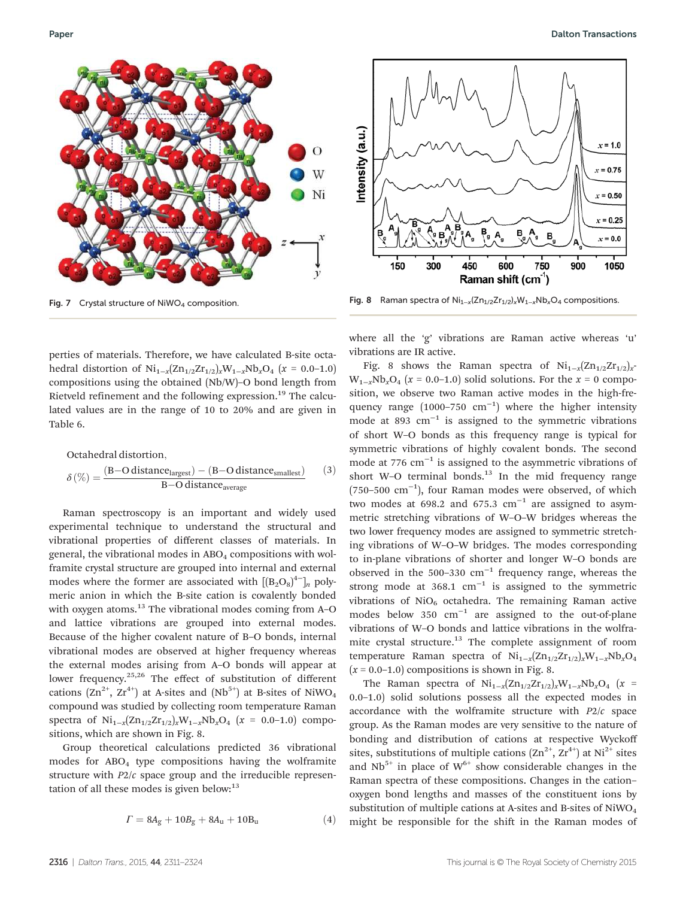Fig. 7 Crystal structure of $NiWO_4$ composition.

Fig. 8 Raman spectra of $Ni_{1-x}(Zn_{1/2}Zr_{1/2})_xW_{1-x}Nb_xO_4$ compositions.

perties of materials. Therefore, we have calculated B-site octahedral distortion of $Ni_{1-x}(Zn_{1/2}Zr_{1/2})_xW_{1-x}Nb_xO_4$ ($x$ = 0.0–1.0) compositions using the obtained (Nb/W)–O bond length from Rietveld refinement and the following expression.[19] The calculated values are in the range of 10 to 20% and are given in Table 6.

Octahedral distortion,

$$\delta(\%) = \frac{(\text{B–O distance}_{\text{largest}}) - (\text{B–O distance}_{\text{smallest}})}{\text{B–O distance}_{\text{average}}} \quad (3)$$

Raman spectroscopy is an important and widely used experimental technique to understand the structural and vibrational properties of different classes of materials. In general, the vibrational modes in $ABO_4$ compositions with wolframite crystal structure are grouped into internal and external modes where the former are associated with $[(B_2O_8)^{4-}]_n$ polymeric anion in which the B-site cation is covalently bonded with oxygen atoms.[13] The vibrational modes coming from A–O and lattice vibrations are grouped into external modes. Because of the higher covalent nature of B–O bonds, internal vibrational modes are observed at higher frequency whereas the external modes arising from A–O bonds will appear at lower frequency.[25,26] The effect of substitution of different cations ($Zn^{2+}$, $Zr^{4+}$) at A-sites and ($Nb^{5+}$) at B-sites of $NiWO_4$ compound was studied by collecting room temperature Raman spectra of $Ni_{1-x}(Zn_{1/2}Zr_{1/2})_xW_{1-x}Nb_xO_4$ ($x$ = 0.0–1.0) compositions, which are shown in Fig. 8.

Group theoretical calculations predicted 36 vibrational modes for $ABO_4$ type compositions having the wolframite structure with $P2/c$ space group and the irreducible representation of all these modes is given below:[13]

$$\Gamma = 8A_g + 10B_g + 8A_u + 10B_u \quad (4)$$

where all the 'g' vibrations are Raman active whereas 'u' vibrations are IR active.

Fig. 8 shows the Raman spectra of $Ni_{1-x}(Zn_{1/2}Zr_{1/2})_xW_{1-x}Nb_xO_4$ ($x$ = 0.0–1.0) solid solutions. For the $x$ = 0 composition, we observe two Raman active modes in the high-frequency range (1000–750 $cm^{-1}$) where the higher intensity mode at 893 $cm^{-1}$ is assigned to the symmetric vibrations of short W–O bonds as this frequency range is typical for symmetric vibrations of highly covalent bonds. The second mode at 776 $cm^{-1}$ is assigned to the asymmetric vibrations of short W–O terminal bonds.[13] In the mid frequency range (750–500 $cm^{-1}$), four Raman modes were observed, of which two modes at 698.2 and 675.3 $cm^{-1}$ are assigned to asymmetric stretching vibrations of W–O–W bridges whereas the two lower frequency modes are assigned to symmetric stretching vibrations of W–O–W bridges. The modes corresponding to in-plane vibrations of shorter and longer W–O bonds are observed in the 500–330 $cm^{-1}$ frequency range, whereas the strong mode at 368.1 $cm^{-1}$ is assigned to the symmetric vibrations of $NiO_6$ octahedra. The remaining Raman active modes below 350 $cm^{-1}$ are assigned to the out-of-plane vibrations of W–O bonds and lattice vibrations in the wolframite crystal structure.[13] The complete assignment of room temperature Raman spectra of $Ni_{1-x}(Zn_{1/2}Zr_{1/2})_xW_{1-x}Nb_xO_4$ ($x$ = 0.0–1.0) compositions is shown in Fig. 8.

The Raman spectra of $Ni_{1-x}(Zn_{1/2}Zr_{1/2})_xW_{1-x}Nb_xO_4$ ($x$ = 0.0–1.0) solid solutions possess all the expected modes in accordance with the wolframite structure with $P2/c$ space group. As the Raman modes are very sensitive to the nature of bonding and distribution of cations at respective Wyckoff sites, substitutions of multiple cations ($Zn^{2+}$, $Zr^{4+}$) at $Ni^{2+}$ sites and $Nb^{5+}$ in place of $W^{6+}$ show considerable changes in the Raman spectra of these compositions. Changes in the cation–oxygen bond lengths and masses of the constituent ions by substitution of multiple cations at A-sites and B-sites of $NiWO_4$ might be responsible for the shift in the Raman modes of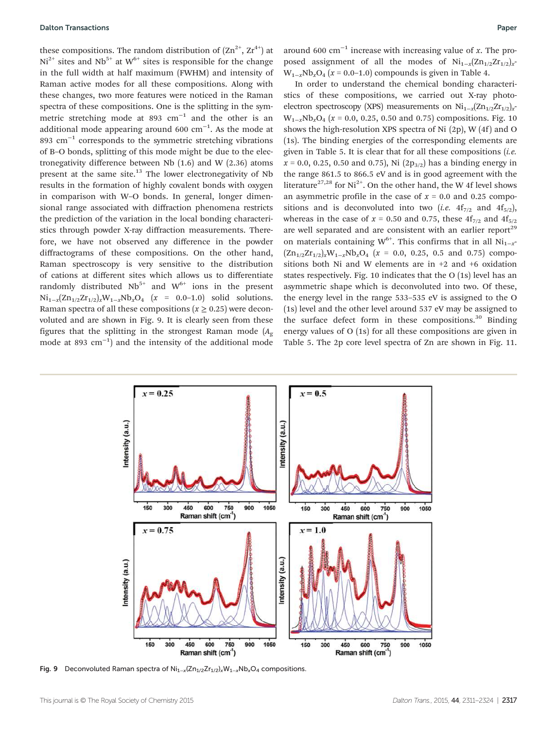these compositions. The random distribution of ($Zn^{2+}$, $Zr^{4+}$) at $Ni^{2+}$ sites and $Nb^{5+}$ at $W^{6+}$ sites is responsible for the change in the full width at half maximum (FWHM) and intensity of Raman active modes for all these compositions. Along with these changes, two more features were noticed in the Raman spectra of these compositions. One is the splitting in the symmetric stretching mode at 893 $cm^{-1}$ and the other is an additional mode appearing around 600 $cm^{-1}$. As the mode at 893 $cm^{-1}$ corresponds to the symmetric stretching vibrations of B–O bonds, splitting of this mode might be due to the electronegativity difference between Nb (1.6) and W (2.36) atoms present at the same site.[13] The lower electronegativity of Nb results in the formation of highly covalent bonds with oxygen in comparison with W–O bonds. In general, longer dimensional range associated with diffraction phenomena restricts the prediction of the variation in the local bonding characteristics through powder X-ray diffraction measurements. Therefore, we have not observed any difference in the powder diffractograms of these compositions. On the other hand, Raman spectroscopy is very sensitive to the distribution of cations at different sites which allows us to differentiate randomly distributed $Nb^{5+}$ and $W^{6+}$ ions in the present $Ni_{1-x}(Zn_{1/2}Zr_{1/2})_xW_{1-x}Nb_xO_4$ ($x$ = 0.0–1.0) solid solutions. Raman spectra of all these compositions ($x \geq 0.25$) were deconvoluted and are shown in Fig. 9. It is clearly seen from these figures that the splitting in the strongest Raman mode ($A_g$ mode at 893 $cm^{-1}$) and the intensity of the additional mode around 600 $cm^{-1}$ increase with increasing value of $x$. The proposed assignment of all the modes of $Ni_{1-x}(Zn_{1/2}Zr_{1/2})_xW_{1-x}Nb_xO_4$ ($x$ = 0.0–1.0) compounds is given in Table 4.

In order to understand the chemical bonding characteristics of these compositions, we carried out X-ray photoelectron spectroscopy (XPS) measurements on $Ni_{1-x}(Zn_{1/2}Zr_{1/2})_xW_{1-x}Nb_xO_4$ ($x$ = 0.0, 0.25, 0.50 and 0.75) compositions. Fig. 10 shows the high-resolution XPS spectra of Ni (2p), W (4f) and O (1s). The binding energies of the corresponding elements are given in Table 5. It is clear that for all these compositions (*i.e.* $x$ = 0.0, 0.25, 0.50 and 0.75), Ni ($2p_{3/2}$) has a binding energy in the range 861.5 to 866.5 eV and is in good agreement with the literature[27,28] for $Ni^{2+}$. On the other hand, the W 4f level shows an asymmetric profile in the case of $x$ = 0.0 and 0.25 compositions and is deconvoluted into two (*i.e.* $4f_{7/2}$ and $4f_{5/2}$), whereas in the case of $x$ = 0.50 and 0.75, these $4f_{7/2}$ and $4f_{5/2}$ are well separated and are consistent with an earlier report[29] on materials containing $W^{6+}$. This confirms that in all $Ni_{1-x}(Zn_{1/2}Zr_{1/2})_xW_{1-x}Nb_xO_4$ ($x$ = 0.0, 0.25, 0.5 and 0.75) compositions both Ni and W elements are in +2 and +6 oxidation states respectively. Fig. 10 indicates that the O (1s) level has an asymmetric shape which is deconvoluted into two. Of these, the energy level in the range 533–535 eV is assigned to the O (1s) level and the other level around 537 eV may be assigned to the surface defect form in these compositions.[30] Binding energy values of O (1s) for all these compositions are given in Table 5. The 2p core level spectra of Zn are shown in Fig. 11.

Fig. 9 Deconvoluted Raman spectra of $Ni_{1-x}(Zn_{1/2}Zr_{1/2})_xW_{1-x}Nb_xO_4$ compositions.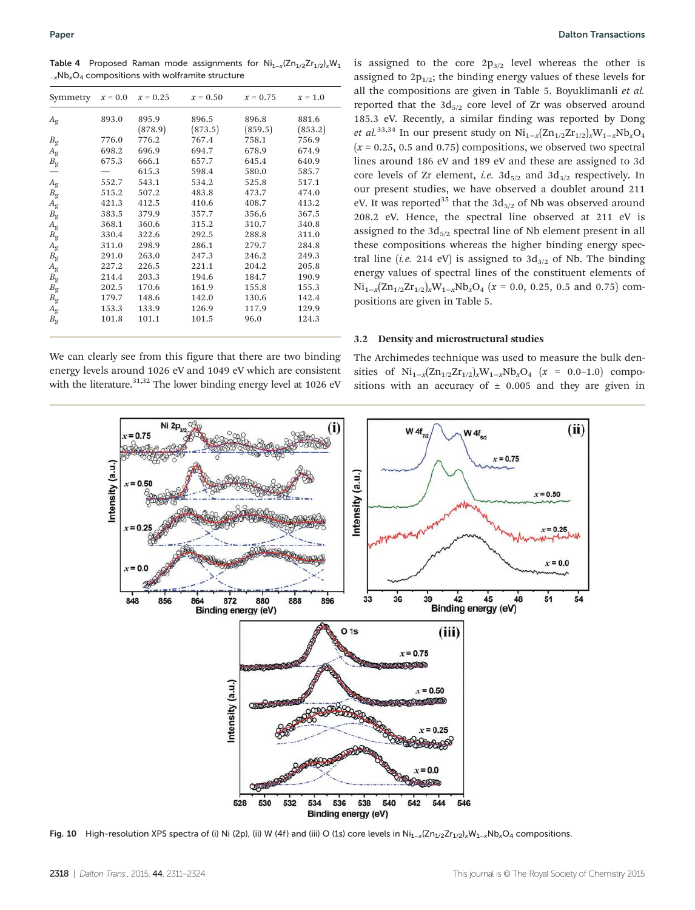**Table 4** Proposed Raman mode assignments for $Ni_{1-x}(Zn_{1/2}Zr_{1/2})_xW_{1-x}Nb_xO_4$ compositions with wolframite structure

| Symmetry | $x$ = 0.0 | $x$ = 0.25 | $x$ = 0.50 | $x$ = 0.75 | $x$ = 1.0 |
|---|---|---|---|---|---|
| $A_g$ | 893.0 | 895.9 (878.9) | 896.5 (873.5) | 896.8 (859.5) | 881.6 (853.2) |
| $B_g$ | 776.0 | 776.2 | 767.4 | 758.1 | 756.9 |
| $A_g$ | 698.2 | 696.9 | 694.7 | 678.9 | 674.9 |
| $B_g$ | 675.3 | 666.1 | 657.7 | 645.4 | 640.9 |
| — | — | 615.3 | 598.4 | 580.0 | 585.7 |
| $A_g$ | 552.7 | 543.1 | 534.2 | 525.8 | 517.1 |
| $B_g$ | 515.2 | 507.2 | 483.8 | 473.7 | 474.0 |
| $A_g$ | 421.3 | 412.5 | 410.6 | 408.7 | 413.2 |
| $B_g$ | 383.5 | 379.9 | 357.7 | 356.6 | 367.5 |
| $A_g$ | 368.1 | 360.6 | 315.2 | 310.7 | 340.8 |
| $B_g$ | 330.4 | 322.6 | 292.5 | 288.8 | 311.0 |
| $A_g$ | 311.0 | 298.9 | 286.1 | 279.7 | 284.8 |
| $B_g$ | 291.0 | 263.0 | 247.3 | 246.2 | 249.3 |
| $A_g$ | 227.2 | 226.5 | 221.1 | 204.2 | 205.8 |
| $B_g$ | 214.4 | 203.3 | 194.6 | 184.7 | 190.9 |
| $B_g$ | 202.5 | 170.6 | 161.9 | 155.8 | 155.3 |
| $B_g$ | 179.7 | 148.6 | 142.0 | 130.6 | 142.4 |
| $A_g$ | 153.3 | 133.9 | 126.9 | 117.9 | 129.9 |
| $B_g$ | 101.8 | 101.1 | 101.5 | 96.0 | 124.3 |

We can clearly see from this figure that there are two binding energy levels around 1026 eV and 1049 eV which are consistent with the literature.[31,32] The lower binding energy level at 1026 eV is assigned to the core $2p_{3/2}$ level whereas the other is assigned to $2p_{1/2}$; the binding energy values of these levels for all the compositions are given in Table 5. Boyuklimanli *et al.* reported that the $3d_{5/2}$ core level of Zr was observed around 185.3 eV. Recently, a similar finding was reported by Dong *et al.*[33,34] In our present study on $Ni_{1-x}(Zn_{1/2}Zr_{1/2})_xW_{1-x}Nb_xO_4$ ($x$ = 0.25, 0.5 and 0.75) compositions, we observed two spectral lines around 186 eV and 189 eV and these are assigned to 3d core levels of Zr element, *i.e.* $3d_{5/2}$ and $3d_{3/2}$ respectively. In our present studies, we have observed a doublet around 211 eV. It was reported[35] that the $3d_{5/2}$ of Nb was observed around 208.2 eV. Hence, the spectral line observed at 211 eV is assigned to the $3d_{5/2}$ spectral line of Nb element present in all these compositions whereas the higher binding energy spectral line (*i.e.* 214 eV) is assigned to $3d_{3/2}$ of Nb. The binding energy values of spectral lines of the constituent elements of $Ni_{1-x}(Zn_{1/2}Zr_{1/2})_xW_{1-x}Nb_xO_4$ ($x$ = 0.0, 0.25, 0.5 and 0.75) compositions are given in Table 5.

### 3.2 Density and microstructural studies

The Archimedes technique was used to measure the bulk densities of $Ni_{1-x}(Zn_{1/2}Zr_{1/2})_xW_{1-x}Nb_xO_4$ ($x$ = 0.0–1.0) compositions with an accuracy of ± 0.005 and they are given in

**Fig. 10** High-resolution XPS spectra of (i) Ni (2p), (ii) W (4f) and (iii) O (1s) core levels in $Ni_{1-x}(Zn_{1/2}Zr_{1/2})_xW_{1-x}Nb_xO_4$ compositions.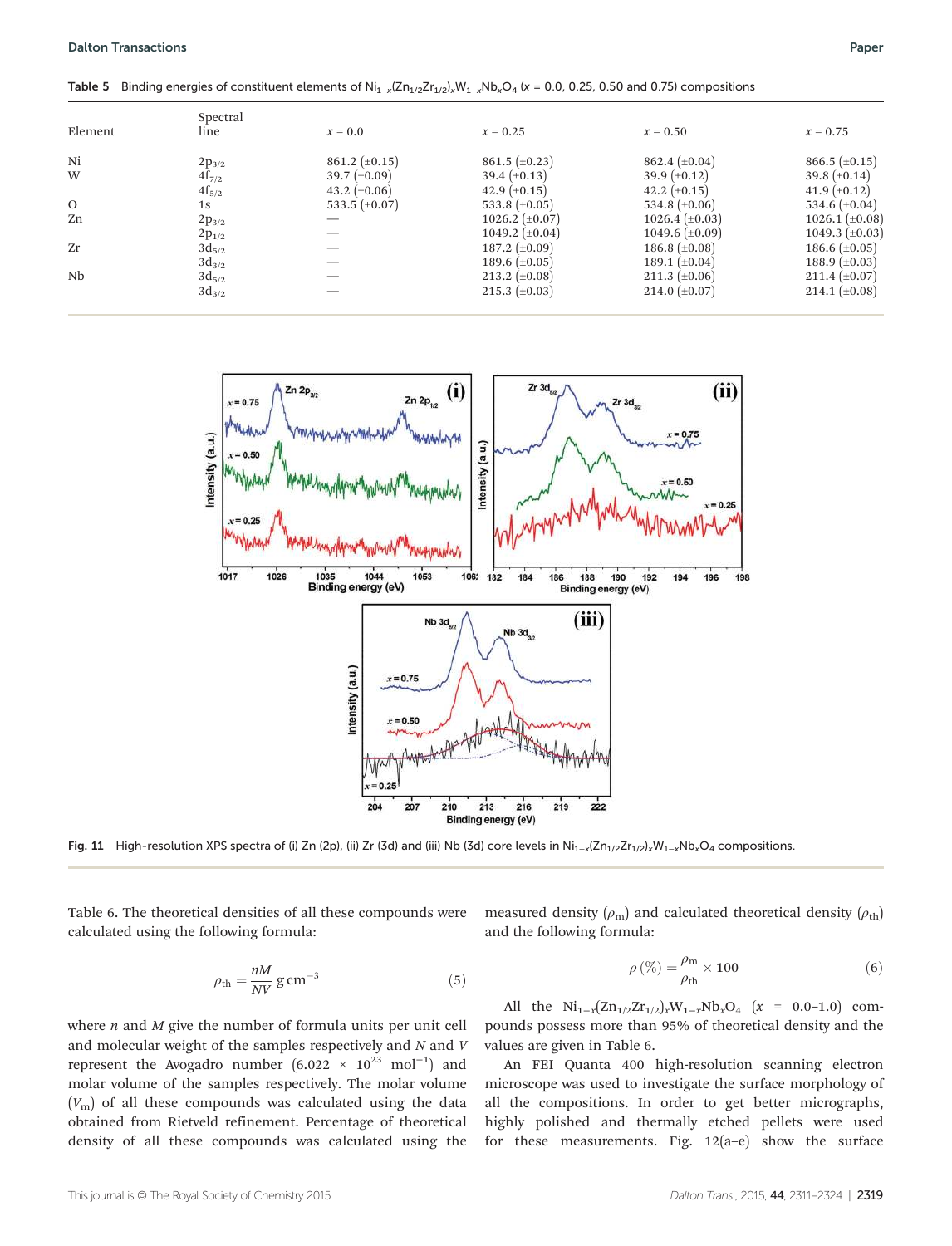**Table 5** Binding energies of constituent elements of $Ni_{1-x}(Zn_{1/2}Zr_{1/2})_xW_{1-x}Nb_xO_4$ ($x$ = 0.0, 0.25, 0.50 and 0.75) compositions

| Element | Spectral line | $x = 0.0$ | $x = 0.25$ | $x = 0.50$ | $x = 0.75$ |
|---|---|---|---|---|---|
| Ni | $2p_{3/2}$ | 861.2 (±0.15) | 861.5 (±0.23) | 862.4 (±0.04) | 866.5 (±0.15) |
| W | $4f_{7/2}$ | 39.7 (±0.09) | 39.4 (±0.13) | 39.9 (±0.12) | 39.8 (±0.14) |
| | $4f_{5/2}$ | 43.2 (±0.06) | 42.9 (±0.15) | 42.2 (±0.15) | 41.9 (±0.12) |
| O | 1s | 533.5 (±0.07) | 533.8 (±0.05) | 534.8 (±0.06) | 534.6 (±0.04) |
| Zn | $2p_{3/2}$ | — | 1026.2 (±0.07) | 1026.4 (±0.03) | 1026.1 (±0.08) |
| | $2p_{1/2}$ | — | 1049.2 (±0.04) | 1049.6 (±0.09) | 1049.3 (±0.03) |
| Zr | $3d_{5/2}$ | — | 187.2 (±0.09) | 186.8 (±0.08) | 186.6 (±0.05) |
| | $3d_{3/2}$ | — | 189.6 (±0.05) | 189.1 (±0.04) | 188.9 (±0.03) |
| Nb | $3d_{5/2}$ | — | 213.2 (±0.08) | 211.3 (±0.06) | 211.4 (±0.07) |
| | $3d_{3/2}$ | — | 215.3 (±0.03) | 214.0 (±0.07) | 214.1 (±0.08) |

**Fig. 11** High-resolution XPS spectra of (i) Zn (2p), (ii) Zr (3d) and (iii) Nb (3d) core levels in $Ni_{1-x}(Zn_{1/2}Zr_{1/2})_xW_{1-x}Nb_xO_4$ compositions.

Table 6. The theoretical densities of all these compounds were calculated using the following formula:

$$\rho_{\mathrm{th}} = \frac{nM}{NV}\,\mathrm{g\,cm^{-3}} \tag{5}$$

where $n$ and $M$ give the number of formula units per unit cell and molecular weight of the samples respectively and $N$ and $V$ represent the Avogadro number ($6.022 \times 10^{23}$ mol$^{-1}$) and molar volume of the samples respectively. The molar volume ($V_m$) of all these compounds was calculated using the data obtained from Rietveld refinement. Percentage of theoretical density of all these compounds was calculated using the measured density ($\rho_m$) and calculated theoretical density ($\rho_{th}$) and the following formula:

$$\rho\,(\%) = \frac{\rho_{\mathrm{m}}}{\rho_{\mathrm{th}}} \times 100 \tag{6}$$

All the $Ni_{1-x}(Zn_{1/2}Zr_{1/2})_xW_{1-x}Nb_xO_4$ ($x$ = 0.0–1.0) compounds possess more than 95% of theoretical density and the values are given in Table 6.

An FEI Quanta 400 high-resolution scanning electron microscope was used to investigate the surface morphology of all the compositions. In order to get better micrographs, highly polished and thermally etched pellets were used for these measurements. Fig. 12(a–e) show the surface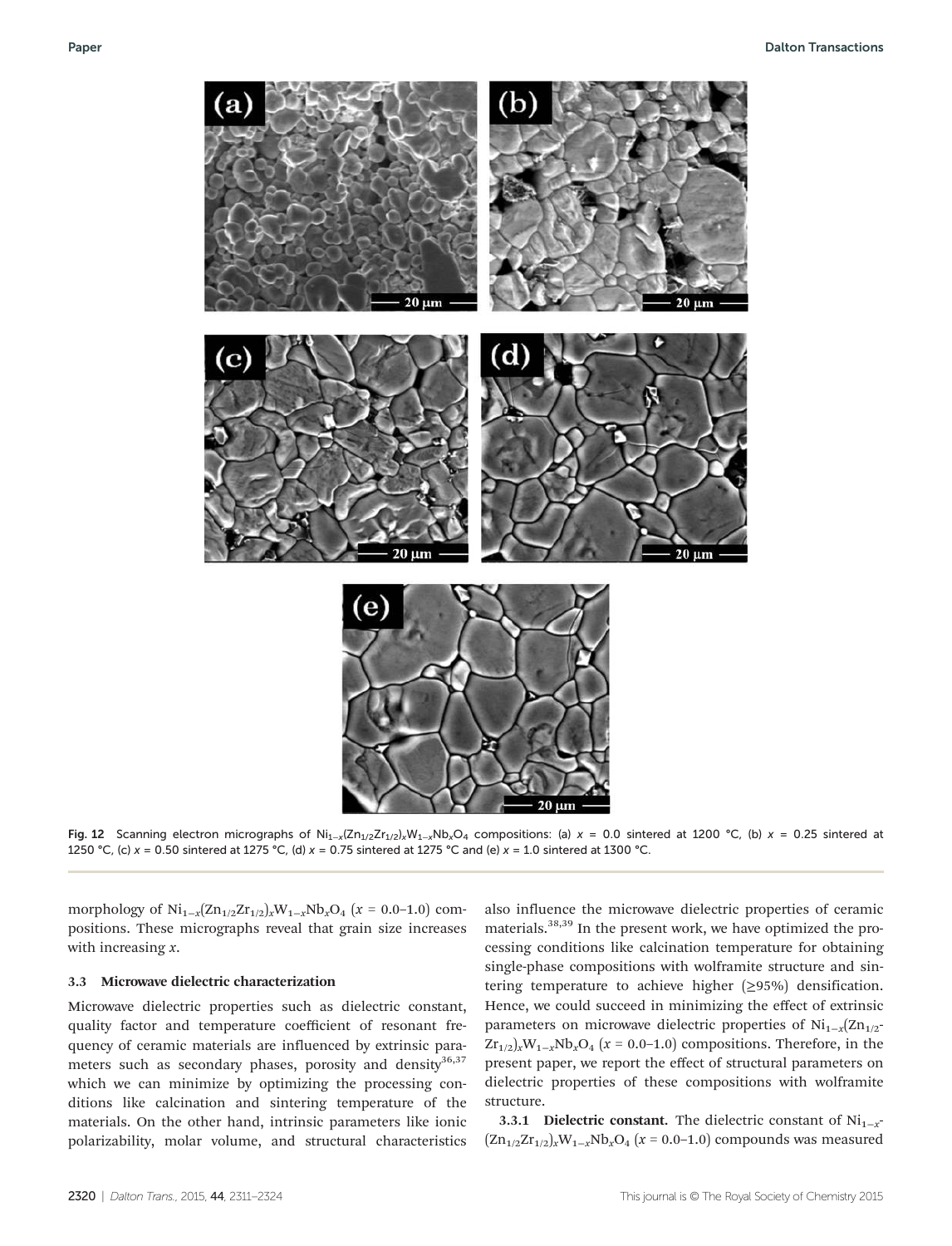Fig. 12 Scanning electron micrographs of $Ni_{1-x}(Zn_{1/2}Zr_{1/2})_xW_{1-x}Nb_xO_4$ compositions: (a) $x$ = 0.0 sintered at 1200 °C, (b) $x$ = 0.25 sintered at 1250 °C, (c) $x$ = 0.50 sintered at 1275 °C, (d) $x$ = 0.75 sintered at 1275 °C and (e) $x$ = 1.0 sintered at 1300 °C.

morphology of $Ni_{1-x}(Zn_{1/2}Zr_{1/2})_xW_{1-x}Nb_xO_4$ ($x$ = 0.0–1.0) compositions. These micrographs reveal that grain size increases with increasing $x$.

### 3.3 Microwave dielectric characterization

Microwave dielectric properties such as dielectric constant, quality factor and temperature coefficient of resonant frequency of ceramic materials are influenced by extrinsic parameters such as secondary phases, porosity and density[36,37] which we can minimize by optimizing the processing conditions like calcination and sintering temperature of the materials. On the other hand, intrinsic parameters like ionic polarizability, molar volume, and structural characteristics also influence the microwave dielectric properties of ceramic materials.[38,39] In the present work, we have optimized the processing conditions like calcination temperature for obtaining single-phase compositions with wolframite structure and sintering temperature to achieve higher (≥95%) densification. Hence, we could succeed in minimizing the effect of extrinsic parameters on microwave dielectric properties of $Ni_{1-x}(Zn_{1/2}Zr_{1/2})_xW_{1-x}Nb_xO_4$ ($x$ = 0.0–1.0) compositions. Therefore, in the present paper, we report the effect of structural parameters on dielectric properties of these compositions with wolframite structure.

**3.3.1 Dielectric constant.** The dielectric constant of $Ni_{1-x}(Zn_{1/2}Zr_{1/2})_xW_{1-x}Nb_xO_4$ ($x$ = 0.0–1.0) compounds was measured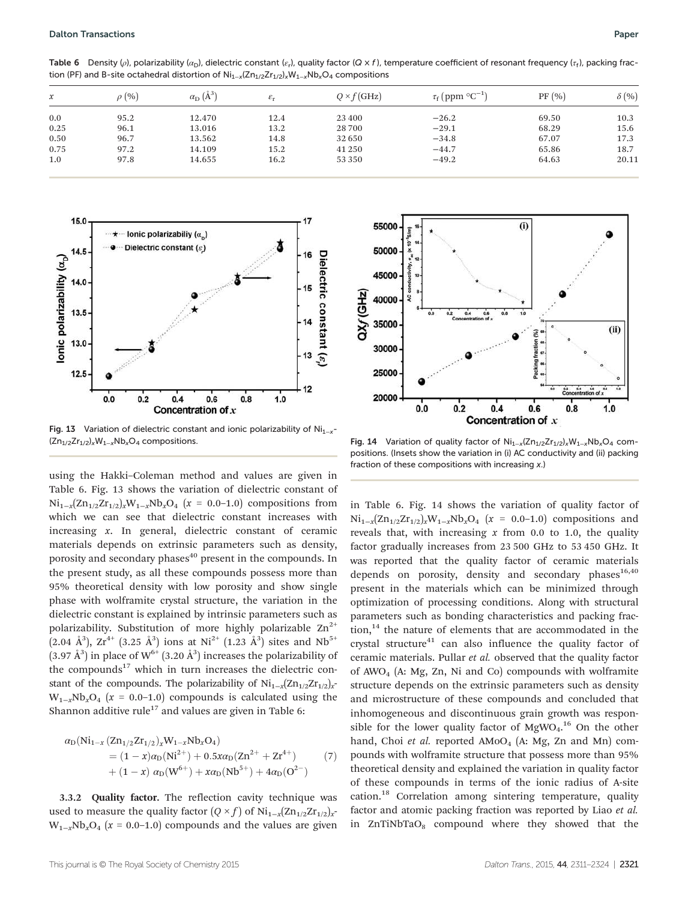Table 6 Density ($\rho$), polarizability ($\alpha_D$), dielectric constant ($\varepsilon_r$), quality factor ($Q \times f$), temperature coefficient of resonant frequency ($\tau_f$), packing fraction (PF) and B-site octahedral distortion of $Ni_{1-x}(Zn_{1/2}Zr_{1/2})_xW_{1-x}Nb_xO_4$ compositions

| $x$ | $\rho$ (%) | $\alpha_D$ (Å$^3$) | $\varepsilon_r$ | $Q \times f$ (GHz) | $\tau_f$ (ppm °C$^{-1}$) | PF (%) | $\delta$ (%) |
|---|---|---|---|---|---|---|---|
| 0.0 | 95.2 | 12.470 | 12.4 | 23 400 | −26.2 | 69.50 | 10.3 |
| 0.25 | 96.1 | 13.016 | 13.2 | 28 700 | −29.1 | 68.29 | 15.6 |
| 0.50 | 96.7 | 13.562 | 14.8 | 32 650 | −34.8 | 67.07 | 17.3 |
| 0.75 | 97.2 | 14.109 | 15.2 | 41 250 | −44.7 | 65.86 | 18.7 |
| 1.0 | 97.8 | 14.655 | 16.2 | 53 350 | −49.2 | 64.63 | 20.11 |

Fig. 13 Variation of dielectric constant and ionic polarizability of $Ni_{1-x}(Zn_{1/2}Zr_{1/2})_xW_{1-x}Nb_xO_4$ compositions.

Fig. 14 Variation of quality factor of $Ni_{1-x}(Zn_{1/2}Zr_{1/2})_xW_{1-x}Nb_xO_4$ compositions. (Insets show the variation in (i) AC conductivity and (ii) packing fraction of these compositions with increasing $x$.)

using the Hakki–Coleman method and values are given in Table 6. Fig. 13 shows the variation of dielectric constant of $Ni_{1-x}(Zn_{1/2}Zr_{1/2})_xW_{1-x}Nb_xO_4$ ($x$ = 0.0–1.0) compositions from which we can see that dielectric constant increases with increasing $x$. In general, dielectric constant of ceramic materials depends on extrinsic parameters such as density, porosity and secondary phases[40] present in the compounds. In the present study, as all these compounds possess more than 95% theoretical density with low porosity and show single phase with wolframite crystal structure, the variation in the dielectric constant is explained by intrinsic parameters such as polarizability. Substitution of more highly polarizable $Zn^{2+}$ (2.04 Å$^3$), $Zr^{4+}$ (3.25 Å$^3$) ions at $Ni^{2+}$ (1.23 Å$^3$) sites and $Nb^{5+}$ (3.97 Å$^3$) in place of $W^{6+}$ (3.20 Å$^3$) increases the polarizability of the compounds[17] which in turn increases the dielectric constant of the compounds. The polarizability of $Ni_{1-x}(Zn_{1/2}Zr_{1/2})_xW_{1-x}Nb_xO_4$ ($x$ = 0.0–1.0) compounds is calculated using the Shannon additive rule[17] and values are given in Table 6:

$$\begin{aligned}\alpha_D(Ni_{1-x}(Zn_{1/2}Zr_{1/2})_xW_{1-x}Nb_xO_4) &= (1-x)\alpha_D(Ni^{2+}) + 0.5x\alpha_D(Zn^{2+} + Zr^{4+}) \\ &\quad + (1-x)\,\alpha_D(W^{6+}) + x\alpha_D(Nb^{5+}) + 4\alpha_D(O^{2-})\end{aligned} \tag{7}$$

**3.3.2 Quality factor.** The reflection cavity technique was used to measure the quality factor ($Q \times f$) of $Ni_{1-x}(Zn_{1/2}Zr_{1/2})_xW_{1-x}Nb_xO_4$ ($x$ = 0.0–1.0) compounds and the values are given in Table 6. Fig. 14 shows the variation of quality factor of $Ni_{1-x}(Zn_{1/2}Zr_{1/2})_xW_{1-x}Nb_xO_4$ ($x$ = 0.0–1.0) compositions and reveals that, with increasing $x$ from 0.0 to 1.0, the quality factor gradually increases from 23 500 GHz to 53 450 GHz. It was reported that the quality factor of ceramic materials depends on porosity, density and secondary phases[16,40] present in the materials which can be minimized through optimization of processing conditions. Along with structural parameters such as bonding characteristics and packing fraction,[14] the nature of elements that are accommodated in the crystal structure[41] can also influence the quality factor of ceramic materials. Pullar *et al.* observed that the quality factor of $AWO_4$ (A: Mg, Zn, Ni and Co) compounds with wolframite structure depends on the extrinsic parameters such as density and microstructure of these compounds and concluded that inhomogeneous and discontinuous grain growth was responsible for the lower quality factor of $MgWO_4$.[16] On the other hand, Choi *et al.* reported $AMoO_4$ (A: Mg, Zn and Mn) compounds with wolframite structure that possess more than 95% theoretical density and explained the variation in quality factor of these compounds in terms of the ionic radius of A-site cation.[18] Correlation among sintering temperature, quality factor and atomic packing fraction was reported by Liao *et al.* in $ZnTiNbTaO_8$ compound where they showed that the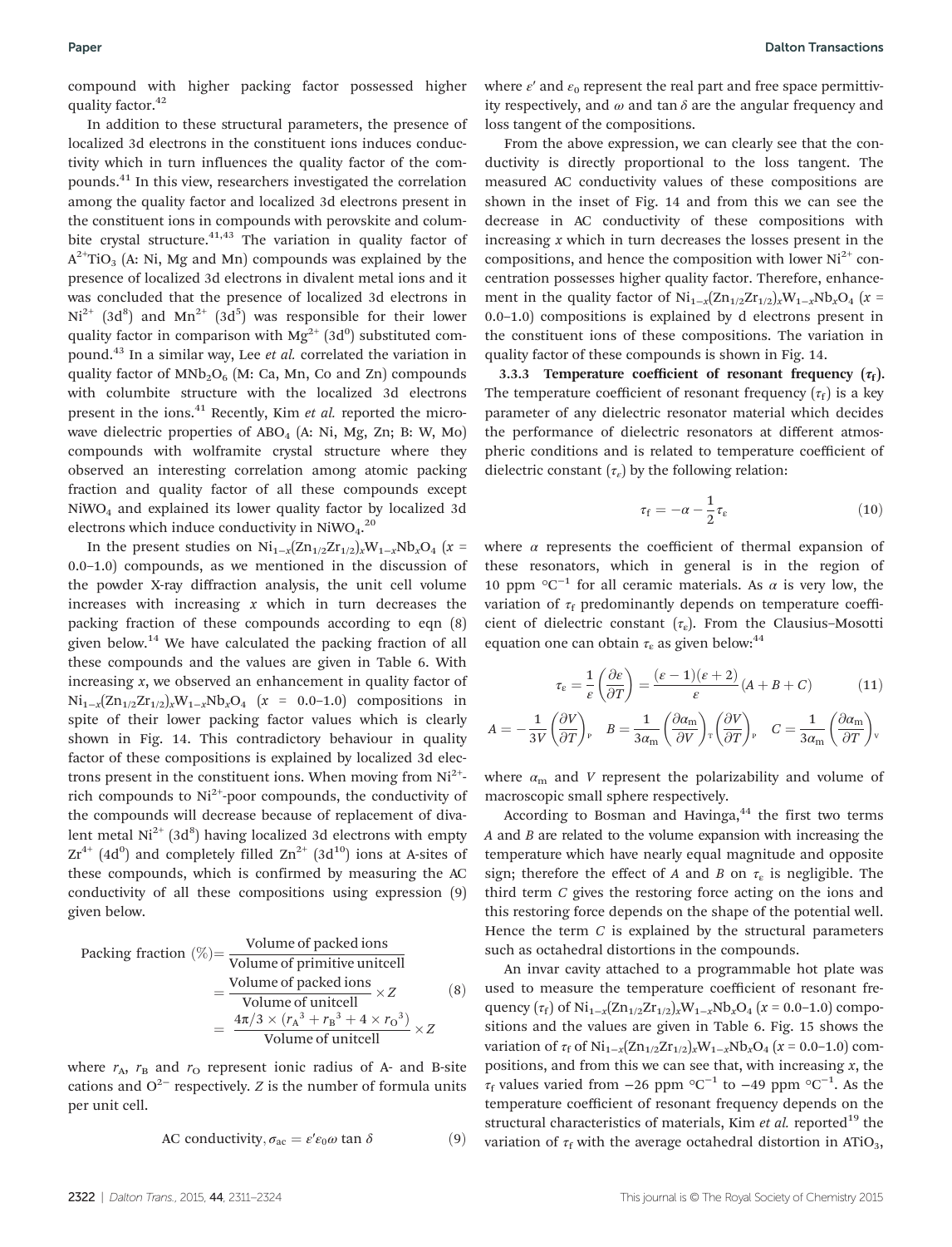compound with higher packing factor possessed higher quality factor.[42]

In addition to these structural parameters, the presence of localized 3d electrons in the constituent ions induces conductivity which in turn influences the quality factor of the compounds.[41] In this view, researchers investigated the correlation among the quality factor and localized 3d electrons present in the constituent ions in compounds with perovskite and columbite crystal structure.[41,43] The variation in quality factor of $A^{2+}TiO_3$ (A: Ni, Mg and Mn) compounds was explained by the presence of localized 3d electrons in divalent metal ions and it was concluded that the presence of localized 3d electrons in $Ni^{2+}$ ($3d^8$) and $Mn^{2+}$ ($3d^5$) was responsible for their lower quality factor in comparison with $Mg^{2+}$ ($3d^0$) substituted compound.[43] In a similar way, Lee *et al.* correlated the variation in quality factor of $MNb_2O_6$ (M: Ca, Mn, Co and Zn) compounds with columbite structure with the localized 3d electrons present in the ions.[41] Recently, Kim *et al.* reported the microwave dielectric properties of $ABO_4$ (A: Ni, Mg, Zn; B: W, Mo) compounds with wolframite crystal structure where they observed an interesting correlation among atomic packing fraction and quality factor of all these compounds except $NiWO_4$ and explained its lower quality factor by localized 3d electrons which induce conductivity in $NiWO_4$.[20]

In the present studies on $Ni_{1-x}(Zn_{1/2}Zr_{1/2})_xW_{1-x}Nb_xO_4$ ($x$ = 0.0–1.0) compounds, as we mentioned in the discussion of the powder X-ray diffraction analysis, the unit cell volume increases with increasing $x$ which in turn decreases the packing fraction of these compounds according to eqn (8) given below.[14] We have calculated the packing fraction of all these compounds and the values are given in Table 6. With increasing $x$, we observed an enhancement in quality factor of $Ni_{1-x}(Zn_{1/2}Zr_{1/2})_xW_{1-x}Nb_xO_4$ ($x$ = 0.0–1.0) compositions in spite of their lower packing factor values which is clearly shown in Fig. 14. This contradictory behaviour in quality factor of these compositions is explained by localized 3d electrons present in the constituent ions. When moving from $Ni^{2+}$-rich compounds to $Ni^{2+}$-poor compounds, the conductivity of the compounds will decrease because of replacement of divalent metal $Ni^{2+}$ ($3d^8$) having localized 3d electrons with empty $Zr^{4+}$ ($4d^0$) and completely filled $Zn^{2+}$ ($3d^{10}$) ions at A-sites of these compounds, which is confirmed by measuring the AC conductivity of all these compositions using expression (9) given below.

$$
\begin{aligned}
\text{Packing fraction } (\%) &= \frac{\text{Volume of packed ions}}{\text{Volume of primitive unitcell}} \\
&= \frac{\text{Volume of packed ions}}{\text{Volume of unitcell}} \times Z \\
&= \frac{4\pi/3 \times (r_A{}^3 + r_B{}^3 + 4 \times r_O{}^3)}{\text{Volume of unitcell}} \times Z
\end{aligned}
\tag{8}
$$

where $r_A$, $r_B$ and $r_O$ represent ionic radius of A- and B-site cations and $O^{2-}$ respectively. $Z$ is the number of formula units per unit cell.

$$
\text{AC conductivity}, \sigma_{ac} = \varepsilon' \varepsilon_0 \omega \tan \delta \tag{9}
$$

where $\varepsilon'$ and $\varepsilon_0$ represent the real part and free space permittivity respectively, and $\omega$ and $\tan \delta$ are the angular frequency and loss tangent of the compositions.

From the above expression, we can clearly see that the conductivity is directly proportional to the loss tangent. The measured AC conductivity values of these compositions are shown in the inset of Fig. 14 and from this we can see the decrease in AC conductivity of these compositions with increasing $x$ which in turn decreases the losses present in the compositions, and hence the composition with lower $Ni^{2+}$ concentration possesses higher quality factor. Therefore, enhancement in the quality factor of $Ni_{1-x}(Zn_{1/2}Zr_{1/2})_xW_{1-x}Nb_xO_4$ ($x$ = 0.0–1.0) compositions is explained by d electrons present in the constituent ions of these compositions. The variation in quality factor of these compounds is shown in Fig. 14.

### 3.3.3 Temperature coefficient of resonant frequency ($\tau_f$).

The temperature coefficient of resonant frequency ($\tau_f$) is a key parameter of any dielectric resonator material which decides the performance of dielectric resonators at different atmospheric conditions and is related to temperature coefficient of dielectric constant ($\tau_\varepsilon$) by the following relation:

$$
\tau_f = -\alpha - \frac{1}{2}\tau_\varepsilon \tag{10}
$$

where $\alpha$ represents the coefficient of thermal expansion of these resonators, which in general is in the region of 10 ppm °C$^{-1}$ for all ceramic materials. As $\alpha$ is very low, the variation of $\tau_f$ predominantly depends on temperature coefficient of dielectric constant ($\tau_\varepsilon$). From the Clausius–Mosotti equation one can obtain $\tau_\varepsilon$ as given below:[44]

$$
\tau_\varepsilon = \frac{1}{\varepsilon}\left(\frac{\partial \varepsilon}{\partial T}\right) = \frac{(\varepsilon - 1)(\varepsilon + 2)}{\varepsilon}(A + B + C) \tag{11}
$$

$$
A = -\frac{1}{3V}\left(\frac{\partial V}{\partial T}\right)_P \quad B = \frac{1}{3\alpha_m}\left(\frac{\partial \alpha_m}{\partial V}\right)_T\left(\frac{\partial V}{\partial T}\right)_P \quad C = \frac{1}{3\alpha_m}\left(\frac{\partial \alpha_m}{\partial T}\right)_V
$$

where $\alpha_m$ and $V$ represent the polarizability and volume of macroscopic small sphere respectively.

According to Bosman and Havinga,[44] the first two terms $A$ and $B$ are related to the volume expansion with increasing the temperature which have nearly equal magnitude and opposite sign; therefore the effect of $A$ and $B$ on $\tau_\varepsilon$ is negligible. The third term $C$ gives the restoring force acting on the ions and this restoring force depends on the shape of the potential well. Hence the term $C$ is explained by the structural parameters such as octahedral distortions in the compounds.

An invar cavity attached to a programmable hot plate was used to measure the temperature coefficient of resonant frequency ($\tau_f$) of $Ni_{1-x}(Zn_{1/2}Zr_{1/2})_xW_{1-x}Nb_xO_4$ ($x$ = 0.0–1.0) compositions and the values are given in Table 6. Fig. 15 shows the variation of $\tau_f$ of $Ni_{1-x}(Zn_{1/2}Zr_{1/2})_xW_{1-x}Nb_xO_4$ ($x$ = 0.0–1.0) compositions, and from this we can see that, with increasing $x$, the $\tau_f$ values varied from −26 ppm °C$^{-1}$ to −49 ppm °C$^{-1}$. As the temperature coefficient of resonant frequency depends on the structural characteristics of materials, Kim *et al.* reported[19] the variation of $\tau_f$ with the average octahedral distortion in $ATiO_3$,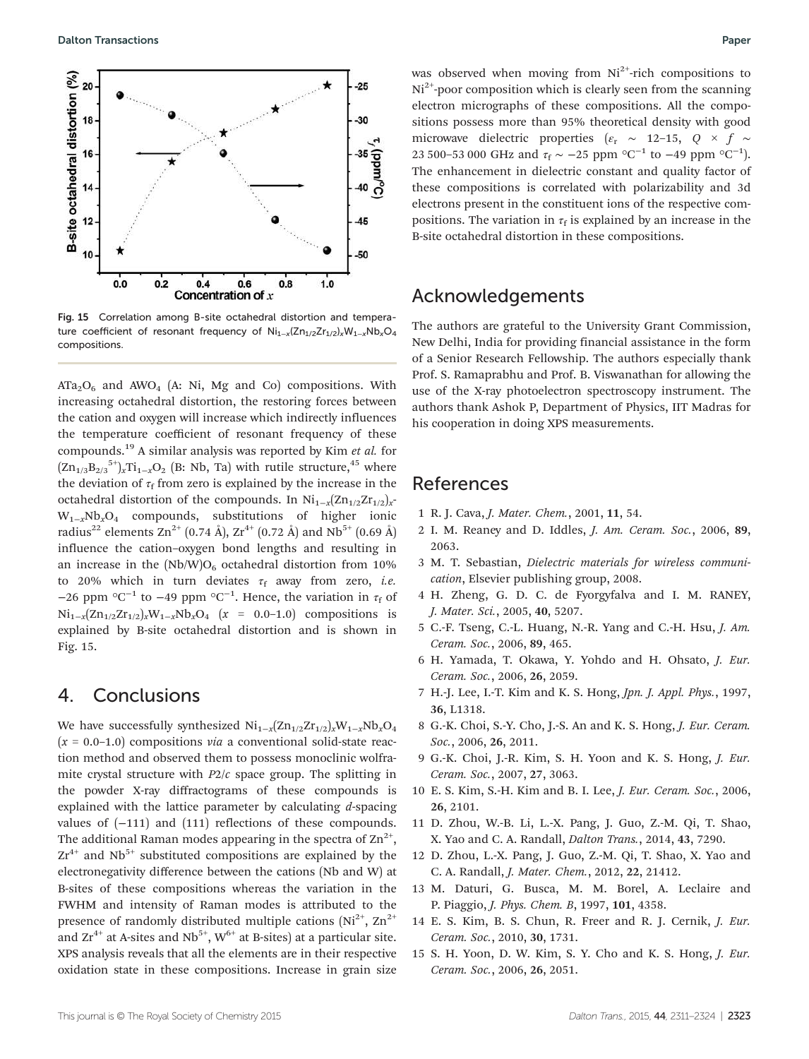Fig. 15 Correlation among B-site octahedral distortion and temperature coefficient of resonant frequency of $Ni_{1-x}(Zn_{1/2}Zr_{1/2})_xW_{1-x}Nb_xO_4$ compositions.

$ATa_2O_6$ and $AWO_4$ (A: Ni, Mg and Co) compositions. With increasing octahedral distortion, the restoring forces between the cation and oxygen will increase which indirectly influences the temperature coefficient of resonant frequency of these compounds.[19] A similar analysis was reported by Kim *et al.* for $(Zn_{1/3}B_{2/3}{}^{5+})_xTi_{1-x}O_2$ (B: Nb, Ta) with rutile structure,[45] where the deviation of $\tau_f$ from zero is explained by the increase in the octahedral distortion of the compounds. In $Ni_{1-x}(Zn_{1/2}Zr_{1/2})_x$-$W_{1-x}Nb_xO_4$ compounds, substitutions of higher ionic radius[22] elements $Zn^{2+}$ (0.74 Å), $Zr^{4+}$ (0.72 Å) and $Nb^{5+}$ (0.69 Å) influence the cation–oxygen bond lengths and resulting in an increase in the $(Nb/W)O_6$ octahedral distortion from 10% to 20% which in turn deviates $\tau_f$ away from zero, *i.e.* −26 ppm °C$^{-1}$ to −49 ppm °C$^{-1}$. Hence, the variation in $\tau_f$ of $Ni_{1-x}(Zn_{1/2}Zr_{1/2})_xW_{1-x}Nb_xO_4$ ($x$ = 0.0–1.0) compositions is explained by B-site octahedral distortion and is shown in Fig. 15.

## 4. Conclusions

We have successfully synthesized $Ni_{1-x}(Zn_{1/2}Zr_{1/2})_xW_{1-x}Nb_xO_4$ ($x$ = 0.0–1.0) compositions *via* a conventional solid-state reaction method and observed them to possess monoclinic wolframite crystal structure with *P*2/*c* space group. The splitting in the powder X-ray diffractograms of these compounds is explained with the lattice parameter by calculating *d*-spacing values of (−111) and (111) reflections of these compounds. The additional Raman modes appearing in the spectra of $Zn^{2+}$, $Zr^{4+}$ and $Nb^{5+}$ substituted compositions are explained by the electronegativity difference between the cations (Nb and W) at B-sites of these compositions whereas the variation in the FWHM and intensity of Raman modes is attributed to the presence of randomly distributed multiple cations ($Ni^{2+}$, $Zn^{2+}$ and $Zr^{4+}$ at A-sites and $Nb^{5+}$, $W^{6+}$ at B-sites) at a particular site. XPS analysis reveals that all the elements are in their respective oxidation state in these compositions. Increase in grain size was observed when moving from $Ni^{2+}$-rich compositions to $Ni^{2+}$-poor composition which is clearly seen from the scanning electron micrographs of these compositions. All the compositions possess more than 95% theoretical density with good microwave dielectric properties ($\varepsilon_r$ ∼ 12–15, $Q \times f$ ∼ 23 500–53 000 GHz and $\tau_f$ ∼ −25 ppm °C$^{-1}$ to −49 ppm °C$^{-1}$). The enhancement in dielectric constant and quality factor of these compositions is correlated with polarizability and 3d electrons present in the constituent ions of the respective compositions. The variation in $\tau_f$ is explained by an increase in the B-site octahedral distortion in these compositions.

## Acknowledgements

The authors are grateful to the University Grant Commission, New Delhi, India for providing financial assistance in the form of a Senior Research Fellowship. The authors especially thank Prof. S. Ramaprabhu and Prof. B. Viswanathan for allowing the use of the X-ray photoelectron spectroscopy instrument. The authors thank Ashok P, Department of Physics, IIT Madras for his cooperation in doing XPS measurements.

## References

1. R. J. Cava, *J. Mater. Chem.*, 2001, **11**, 54.
2. I. M. Reaney and D. Iddles, *J. Am. Ceram. Soc.*, 2006, **89**, 2063.
3. M. T. Sebastian, *Dielectric materials for wireless communication*, Elsevier publishing group, 2008.
4. H. Zheng, G. D. C. de Fyorgyfalva and I. M. RANEY, *J. Mater. Sci.*, 2005, **40**, 5207.
5. C.-F. Tseng, C.-L. Huang, N.-R. Yang and C.-H. Hsu, *J. Am. Ceram. Soc.*, 2006, **89**, 465.
6. H. Yamada, T. Okawa, Y. Yohdo and H. Ohsato, *J. Eur. Ceram. Soc.*, 2006, **26**, 2059.
7. H.-J. Lee, I.-T. Kim and K. S. Hong, *Jpn. J. Appl. Phys.*, 1997, **36**, L1318.
8. G.-K. Choi, S.-Y. Cho, J.-S. An and K. S. Hong, *J. Eur. Ceram. Soc.*, 2006, **26**, 2011.
9. G.-K. Choi, J.-R. Kim, S. H. Yoon and K. S. Hong, *J. Eur. Ceram. Soc.*, 2007, **27**, 3063.
10. E. S. Kim, S.-H. Kim and B. I. Lee, *J. Eur. Ceram. Soc.*, 2006, **26**, 2101.
11. D. Zhou, W.-B. Li, L.-X. Pang, J. Guo, Z.-M. Qi, T. Shao, X. Yao and C. A. Randall, *Dalton Trans.*, 2014, **43**, 7290.
12. D. Zhou, L.-X. Pang, J. Guo, Z.-M. Qi, T. Shao, X. Yao and C. A. Randall, *J. Mater. Chem.*, 2012, **22**, 21412.
13. M. Daturi, G. Busca, M. M. Borel, A. Leclaire and P. Piaggio, *J. Phys. Chem. B*, 1997, **101**, 4358.
14. E. S. Kim, B. S. Chun, R. Freer and R. J. Cernik, *J. Eur. Ceram. Soc.*, 2010, **30**, 1731.
15. S. H. Yoon, D. W. Kim, S. Y. Cho and K. S. Hong, *J. Eur. Ceram. Soc.*, 2006, **26**, 2051.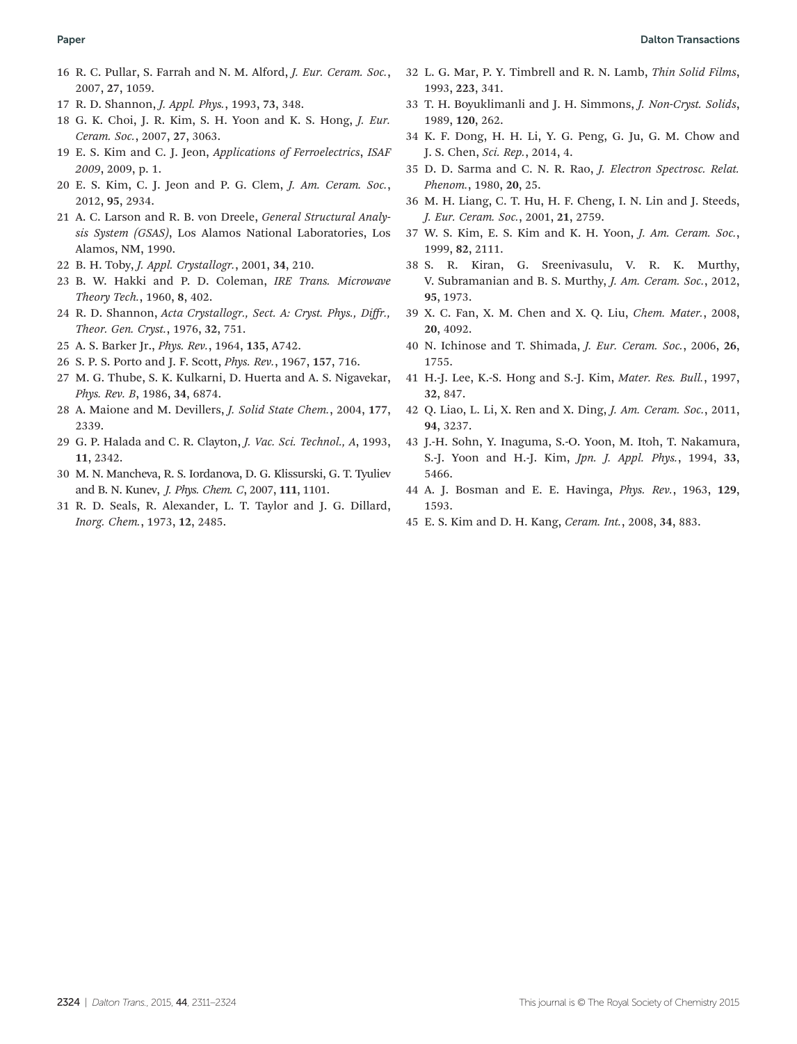16 R. C. Pullar, S. Farrah and N. M. Alford, *J. Eur. Ceram. Soc.*, 2007, **27**, 1059.

17 R. D. Shannon, *J. Appl. Phys.*, 1993, **73**, 348.

18 G. K. Choi, J. R. Kim, S. H. Yoon and K. S. Hong, *J. Eur. Ceram. Soc.*, 2007, **27**, 3063.

19 E. S. Kim and C. J. Jeon, *Applications of Ferroelectrics, ISAF 2009*, 2009, p. 1.

20 E. S. Kim, C. J. Jeon and P. G. Clem, *J. Am. Ceram. Soc.*, 2012, **95**, 2934.

21 A. C. Larson and R. B. von Dreele, *General Structural Analysis System (GSAS)*, Los Alamos National Laboratories, Los Alamos, NM, 1990.

22 B. H. Toby, *J. Appl. Crystallogr.*, 2001, **34**, 210.

23 B. W. Hakki and P. D. Coleman, *IRE Trans. Microwave Theory Tech.*, 1960, **8**, 402.

24 R. D. Shannon, *Acta Crystallogr., Sect. A: Cryst. Phys., Diffr., Theor. Gen. Cryst.*, 1976, **32**, 751.

25 A. S. Barker Jr., *Phys. Rev.*, 1964, **135**, A742.

26 S. P. S. Porto and J. F. Scott, *Phys. Rev.*, 1967, **157**, 716.

27 M. G. Thube, S. K. Kulkarni, D. Huerta and A. S. Nigavekar, *Phys. Rev. B*, 1986, **34**, 6874.

28 A. Maione and M. Devillers, *J. Solid State Chem.*, 2004, **177**, 2339.

29 G. P. Halada and C. R. Clayton, *J. Vac. Sci. Technol., A*, 1993, **11**, 2342.

30 M. N. Mancheva, R. S. Iordanova, D. G. Klissurski, G. T. Tyuliev and B. N. Kunev, *J. Phys. Chem. C*, 2007, **111**, 1101.

31 R. D. Seals, R. Alexander, L. T. Taylor and J. G. Dillard, *Inorg. Chem.*, 1973, **12**, 2485.

32 L. G. Mar, P. Y. Timbrell and R. N. Lamb, *Thin Solid Films*, 1993, **223**, 341.

33 T. H. Boyuklimanli and J. H. Simmons, *J. Non-Cryst. Solids*, 1989, **120**, 262.

34 K. F. Dong, H. H. Li, Y. G. Peng, G. Ju, G. M. Chow and J. S. Chen, *Sci. Rep.*, 2014, 4.

35 D. D. Sarma and C. N. R. Rao, *J. Electron Spectrosc. Relat. Phenom.*, 1980, **20**, 25.

36 M. H. Liang, C. T. Hu, H. F. Cheng, I. N. Lin and J. Steeds, *J. Eur. Ceram. Soc.*, 2001, **21**, 2759.

37 W. S. Kim, E. S. Kim and K. H. Yoon, *J. Am. Ceram. Soc.*, 1999, **82**, 2111.

38 S. R. Kiran, G. Sreenivasulu, V. R. K. Murthy, V. Subramanian and B. S. Murthy, *J. Am. Ceram. Soc.*, 2012, **95**, 1973.

39 X. C. Fan, X. M. Chen and X. Q. Liu, *Chem. Mater.*, 2008, **20**, 4092.

40 N. Ichinose and T. Shimada, *J. Eur. Ceram. Soc.*, 2006, **26**, 1755.

41 H.-J. Lee, K.-S. Hong and S.-J. Kim, *Mater. Res. Bull.*, 1997, **32**, 847.

42 Q. Liao, L. Li, X. Ren and X. Ding, *J. Am. Ceram. Soc.*, 2011, **94**, 3237.

43 J.-H. Sohn, Y. Inaguma, S.-O. Yoon, M. Itoh, T. Nakamura, S.-J. Yoon and H.-J. Kim, *Jpn. J. Appl. Phys.*, 1994, **33**, 5466.

44 A. J. Bosman and E. E. Havinga, *Phys. Rev.*, 1963, **129**, 1593.

45 E. S. Kim and D. H. Kang, *Ceram. Int.*, 2008, **34**, 883.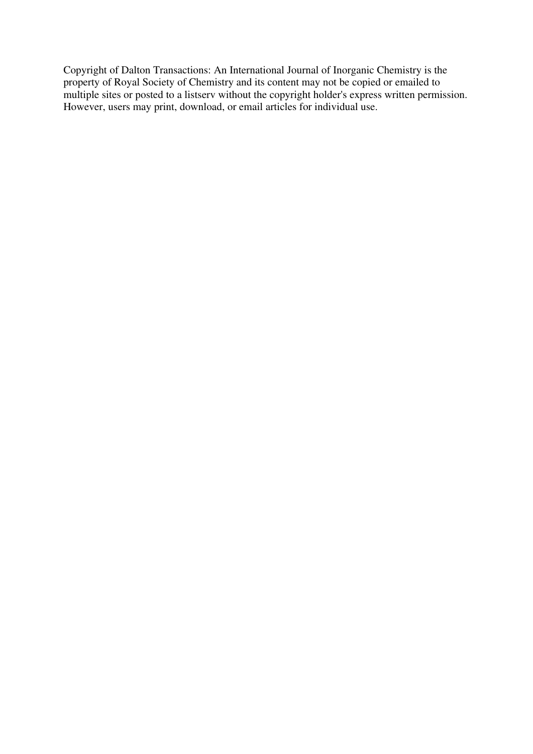Copyright of Dalton Transactions: An International Journal of Inorganic Chemistry is the property of Royal Society of Chemistry and its content may not be copied or emailed to multiple sites or posted to a listserv without the copyright holder's express written permission. However, users may print, download, or email articles for individual use.